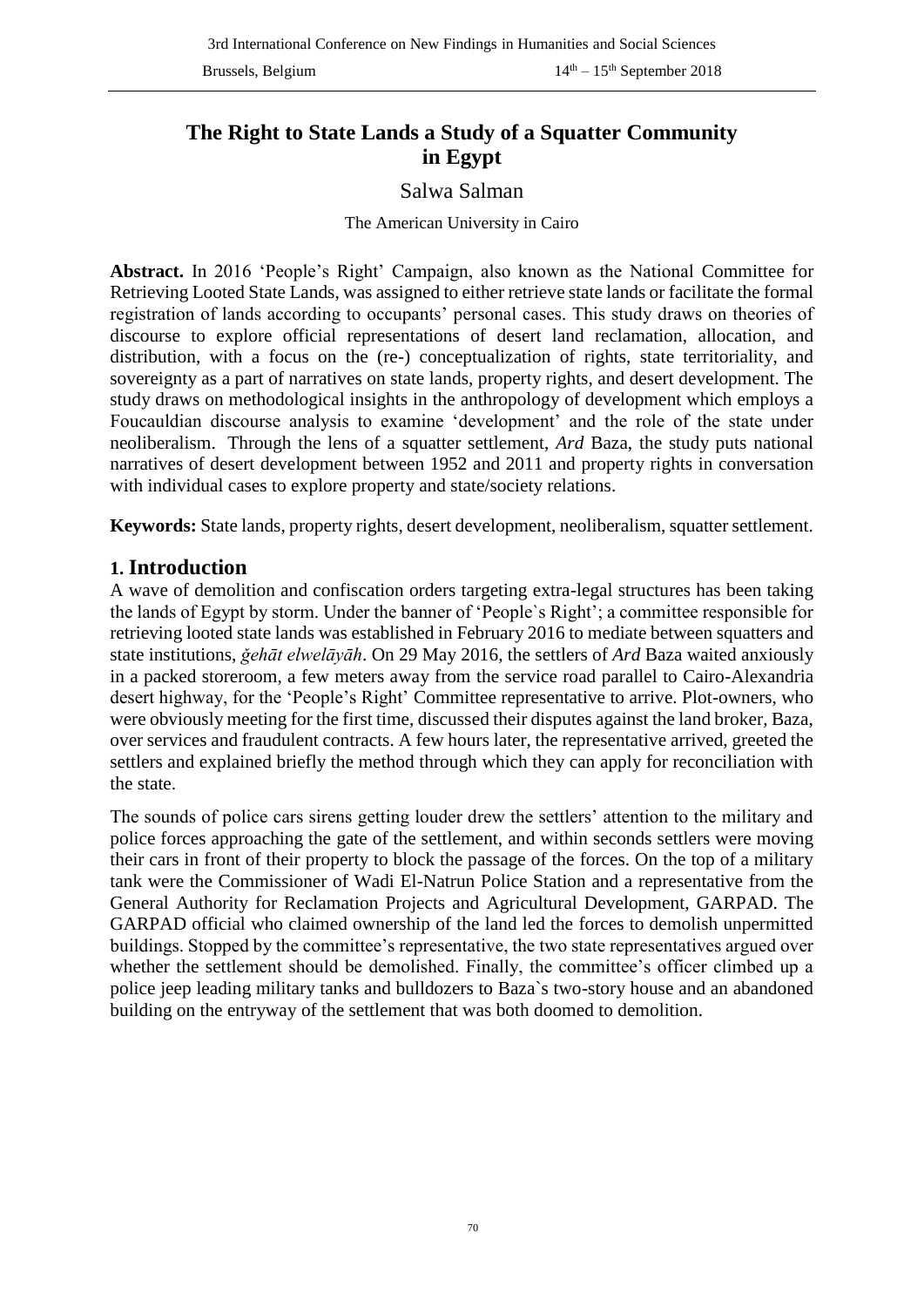# The Right to State Lands a Study of a Squatter Community in Egypt

Salwa Salman

The American University in Cairo

**Abstract.** In 2016 'People's Right' Campaign, also known as the National Committee for Retrieving Looted State Lands, was assigned to either retrieve state lands or facilitate the formal registration of lands according to occupants' personal cases. This study draws on theories of discourse to explore official representations of desert land reclamation, allocation, and distribution, with a focus on the (re-) conceptualization of rights, state territoriality, and sovereignty as a part of narratives on state lands, property rights, and desert development. The study draws on methodological insights in the anthropology of development which employs a Foucauldian discourse analysis to examine 'development' and the role of the state under neoliberalism. Through the lens of a squatter settlement, *Ard* Baza, the study puts national narratives of desert development between 1952 and 2011 and property rights in conversation with individual cases to explore property and state/society relations.

**Keywords:** State lands, property rights, desert development, neoliberalism, squatter settlement.

## 1. Introduction

A wave of demolition and confiscation orders targeting extra-legal structures has been taking the lands of Egypt by storm. Under the banner of 'People`s Right'; a committee responsible for retrieving looted state lands was established in February 2016 to mediate between squatters and state institutions, *ğehāt elwelāyāh*. On 29 May 2016, the settlers of *Ard* Baza waited anxiously in a packed storeroom, a few meters away from the service road parallel to Cairo-Alexandria desert highway, for the 'People's Right' Committee representative to arrive. Plot-owners, who were obviously meeting for the first time, discussed their disputes against the land broker, Baza, over services and fraudulent contracts. A few hours later, the representative arrived, greeted the settlers and explained briefly the method through which they can apply for reconciliation with the state.

The sounds of police cars sirens getting louder drew the settlers' attention to the military and police forces approaching the gate of the settlement, and within seconds settlers were moving their cars in front of their property to block the passage of the forces. On the top of a military tank were the Commissioner of Wadi El-Natrun Police Station and a representative from the General Authority for Reclamation Projects and Agricultural Development, GARPAD. The GARPAD official who claimed ownership of the land led the forces to demolish unpermitted buildings. Stopped by the committee's representative, the two state representatives argued over whether the settlement should be demolished. Finally, the committee's officer climbed up a police jeep leading military tanks and bulldozers to Baza`s two-story house and an abandoned building on the entryway of the settlement that was both doomed to demolition.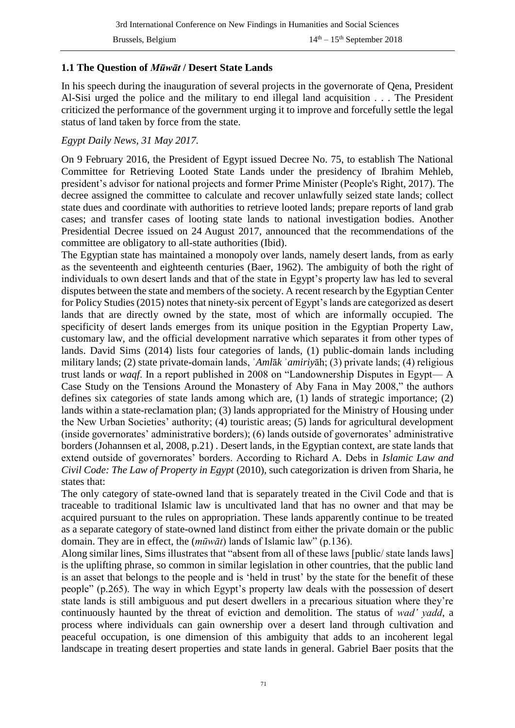## 1.1 The Question of *Mūwāt* / Desert State Lands

In his speech during the inauguration of several projects in the governorate of Qena, President Al-Sisi urged the police and the military to end illegal land acquisition . . . The President criticized the performance of the government urging it to improve and forcefully settle the legal status of land taken by force from the state.

*Egypt Daily News, 31 May 2017.*

On 9 February 2016, the President of Egypt issued Decree No. 75, to establish The National Committee for Retrieving Looted State Lands under the presidency of Ibrahim Mehleb, president's advisor for national projects and former Prime Minister (People's Right, 2017). The decree assigned the committee to calculate and recover unlawfully seized state lands; collect state dues and coordinate with authorities to retrieve looted lands; prepare reports of land grab cases; and transfer cases of looting state lands to national investigation bodies. Another Presidential Decree issued on 24 August 2017, announced that the recommendations of the committee are obligatory to all-state authorities (Ibid).

The Egyptian state has maintained a monopoly over lands, namely desert lands, from as early as the seventeenth and eighteenth centuries (Baer, 1962). The ambiguity of both the right of individuals to own desert lands and that of the state in Egypt's property law has led to several disputes between the state and members of the society. A recent research by the Egyptian Center for Policy Studies (2015) notes that ninety-six percent of Egypt's lands are categorized as desert lands that are directly owned by the state, most of which are informally occupied. The specificity of desert lands emerges from its unique position in the Egyptian Property Law, customary law, and the official development narrative which separates it from other types of lands. David Sims (2014) lists four categories of lands, (1) public-domain lands including military lands; (2) state private-domain lands, *ʾAmlāk ʾamiriyāh*; (3) private lands; (4) religious trust lands or *waqf*. In a report published in 2008 on "Landownership Disputes in Egypt— A Case Study on the Tensions Around the Monastery of Aby Fana in May 2008," the authors defines six categories of state lands among which are, (1) lands of strategic importance; (2) lands within a state-reclamation plan; (3) lands appropriated for the Ministry of Housing under the New Urban Societies' authority; (4) touristic areas; (5) lands for agricultural development (inside governorates' administrative borders); (6) lands outside of governorates' administrative borders (Johannsen et al, 2008, p.21) . Desert lands, in the Egyptian context, are state lands that extend outside of governorates' borders. According to Richard A. Debs in *Islamic Law and Civil Code: The Law of Property in Egypt* (2010), such categorization is driven from Sharia, he states that:

The only category of state-owned land that is separately treated in the Civil Code and that is traceable to traditional Islamic law is uncultivated land that has no owner and that may be acquired pursuant to the rules on appropriation. These lands apparently continue to be treated as a separate category of state-owned land distinct from either the private domain or the public domain. They are in effect, the (*mūwāt*) lands of Islamic law" (p.136).

Along similar lines, Sims illustrates that "absent from all of these laws [public/ state lands laws] is the uplifting phrase, so common in similar legislation in other countries, that the public land is an asset that belongs to the people and is 'held in trust' by the state for the benefit of these people" (p.265). The way in which Egypt's property law deals with the possession of desert state lands is still ambiguous and put desert dwellers in a precarious situation where they're continuously haunted by the threat of eviction and demolition. The status of *wad' yadd*, a process where individuals can gain ownership over a desert land through cultivation and peaceful occupation, is one dimension of this ambiguity that adds to an incoherent legal landscape in treating desert properties and state lands in general. Gabriel Baer posits that the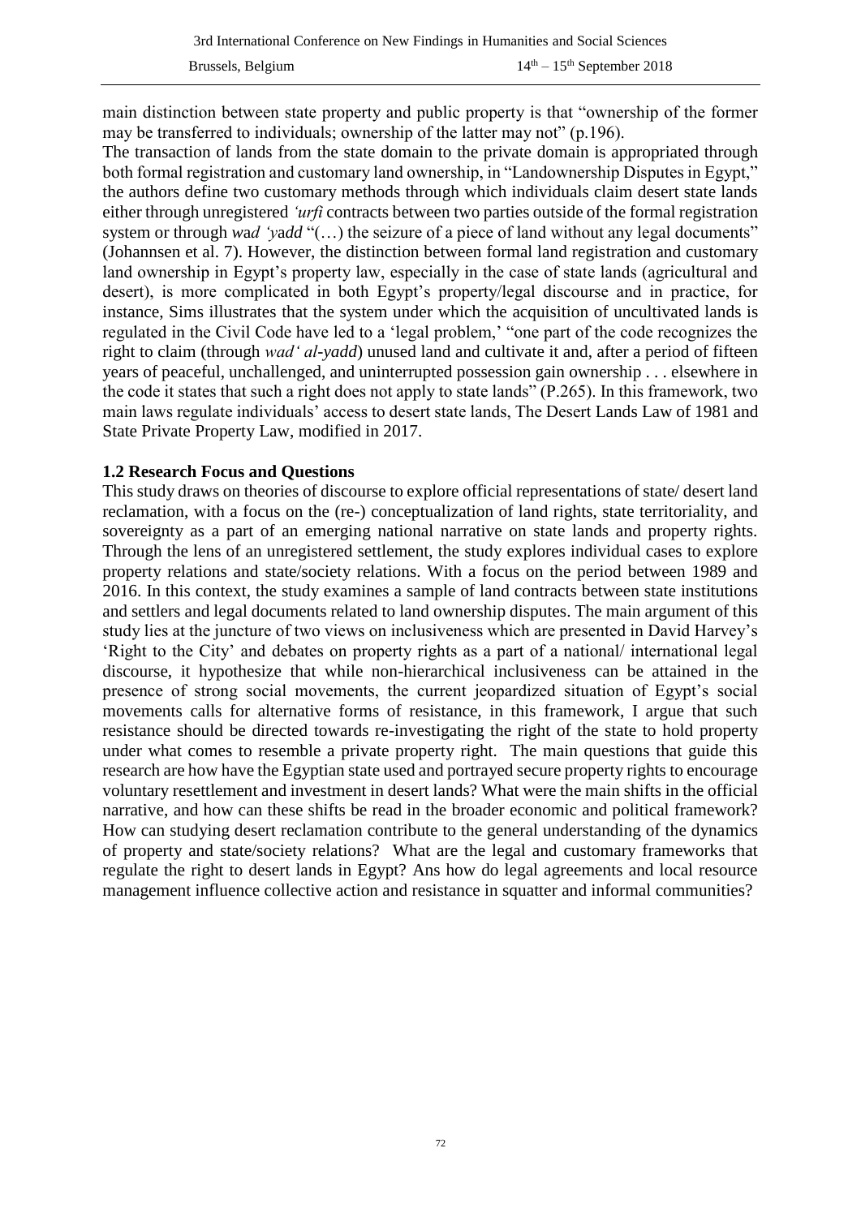main distinction between state property and public property is that "ownership of the former may be transferred to individuals; ownership of the latter may not" (p.196).

The transaction of lands from the state domain to the private domain is appropriated through both formal registration and customary land ownership, in "Landownership Disputes in Egypt," the authors define two customary methods through which individuals claim desert state lands either through unregistered *'urfi* contracts between two parties outside of the formal registration system or through *wad 'yadd* "(…) the seizure of a piece of land without any legal documents" (Johannsen et al. 7). However, the distinction between formal land registration and customary land ownership in Egypt's property law, especially in the case of state lands (agricultural and desert), is more complicated in both Egypt's property/legal discourse and in practice, for instance, Sims illustrates that the system under which the acquisition of uncultivated lands is regulated in the Civil Code have led to a 'legal problem,' "one part of the code recognizes the right to claim (through *wad' al-yadd*) unused land and cultivate it and, after a period of fifteen years of peaceful, unchallenged, and uninterrupted possession gain ownership . . . elsewhere in the code it states that such a right does not apply to state lands" (P.265). In this framework, two main laws regulate individuals' access to desert state lands, The Desert Lands Law of 1981 and State Private Property Law, modified in 2017.

### 1.2 Research Focus and Questions

This study draws on theories of discourse to explore official representations of state/ desert land reclamation, with a focus on the (re-) conceptualization of land rights, state territoriality, and sovereignty as a part of an emerging national narrative on state lands and property rights. Through the lens of an unregistered settlement, the study explores individual cases to explore property relations and state/society relations. With a focus on the period between 1989 and 2016. In this context, the study examines a sample of land contracts between state institutions and settlers and legal documents related to land ownership disputes. The main argument of this study lies at the juncture of two views on inclusiveness which are presented in David Harvey's 'Right to the City' and debates on property rights as a part of a national/ international legal discourse, it hypothesize that while non-hierarchical inclusiveness can be attained in the presence of strong social movements, the current jeopardized situation of Egypt's social movements calls for alternative forms of resistance, in this framework, I argue that such resistance should be directed towards re-investigating the right of the state to hold property under what comes to resemble a private property right. The main questions that guide this research are how have the Egyptian state used and portrayed secure property rights to encourage voluntary resettlement and investment in desert lands? What were the main shifts in the official narrative, and how can these shifts be read in the broader economic and political framework? How can studying desert reclamation contribute to the general understanding of the dynamics of property and state/society relations? What are the legal and customary frameworks that regulate the right to desert lands in Egypt? Ans how do legal agreements and local resource management influence collective action and resistance in squatter and informal communities?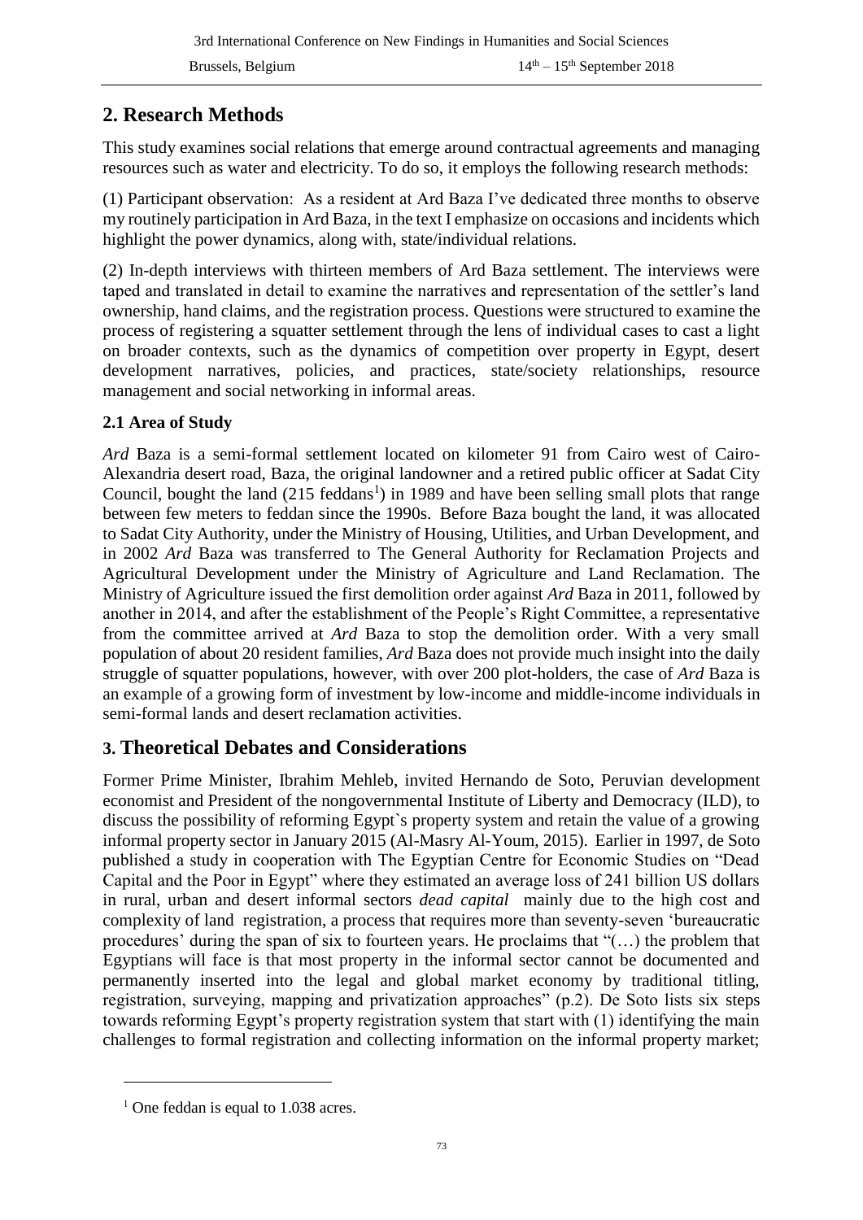## 2. Research Methods

This study examines social relations that emerge around contractual agreements and managing resources such as water and electricity. To do so, it employs the following research methods:

(1) Participant observation: As a resident at Ard Baza I've dedicated three months to observe my routinely participation in Ard Baza, in the text I emphasize on occasions and incidents which highlight the power dynamics, along with, state/individual relations.

(2) In-depth interviews with thirteen members of Ard Baza settlement. The interviews were taped and translated in detail to examine the narratives and representation of the settler's land ownership, hand claims, and the registration process. Questions were structured to examine the process of registering a squatter settlement through the lens of individual cases to cast a light on broader contexts, such as the dynamics of competition over property in Egypt, desert development narratives, policies, and practices, state/society relationships, resource management and social networking in informal areas.

### 2.1 Area of Study

*Ard* Baza is a semi-formal settlement located on kilometer 91 from Cairo west of Cairo-Alexandria desert road, Baza, the original landowner and a retired public officer at Sadat City Council, bought the land (215 feddans[1]) in 1989 and have been selling small plots that range between few meters to feddan since the 1990s. Before Baza bought the land, it was allocated to Sadat City Authority, under the Ministry of Housing, Utilities, and Urban Development, and in 2002 *Ard* Baza was transferred to The General Authority for Reclamation Projects and Agricultural Development under the Ministry of Agriculture and Land Reclamation. The Ministry of Agriculture issued the first demolition order against *Ard* Baza in 2011, followed by another in 2014, and after the establishment of the People's Right Committee, a representative from the committee arrived at *Ard* Baza to stop the demolition order. With a very small population of about 20 resident families, *Ard* Baza does not provide much insight into the daily struggle of squatter populations, however, with over 200 plot-holders, the case of *Ard* Baza is an example of a growing form of investment by low-income and middle-income individuals in semi-formal lands and desert reclamation activities.

## 3. Theoretical Debates and Considerations

Former Prime Minister, Ibrahim Mehleb, invited Hernando de Soto, Peruvian development economist and President of the nongovernmental Institute of Liberty and Democracy (ILD), to discuss the possibility of reforming Egypt`s property system and retain the value of a growing informal property sector in January 2015 (Al-Masry Al-Youm, 2015). Earlier in 1997, de Soto published a study in cooperation with The Egyptian Centre for Economic Studies on "Dead Capital and the Poor in Egypt" where they estimated an average loss of 241 billion US dollars in rural, urban and desert informal sectors *dead capital* mainly due to the high cost and complexity of land registration, a process that requires more than seventy-seven 'bureaucratic procedures' during the span of six to fourteen years. He proclaims that "(…) the problem that Egyptians will face is that most property in the informal sector cannot be documented and permanently inserted into the legal and global market economy by traditional titling, registration, surveying, mapping and privatization approaches" (p.2). De Soto lists six steps towards reforming Egypt's property registration system that start with (1) identifying the main challenges to formal registration and collecting information on the informal property market;

[1] One feddan is equal to 1.038 acres.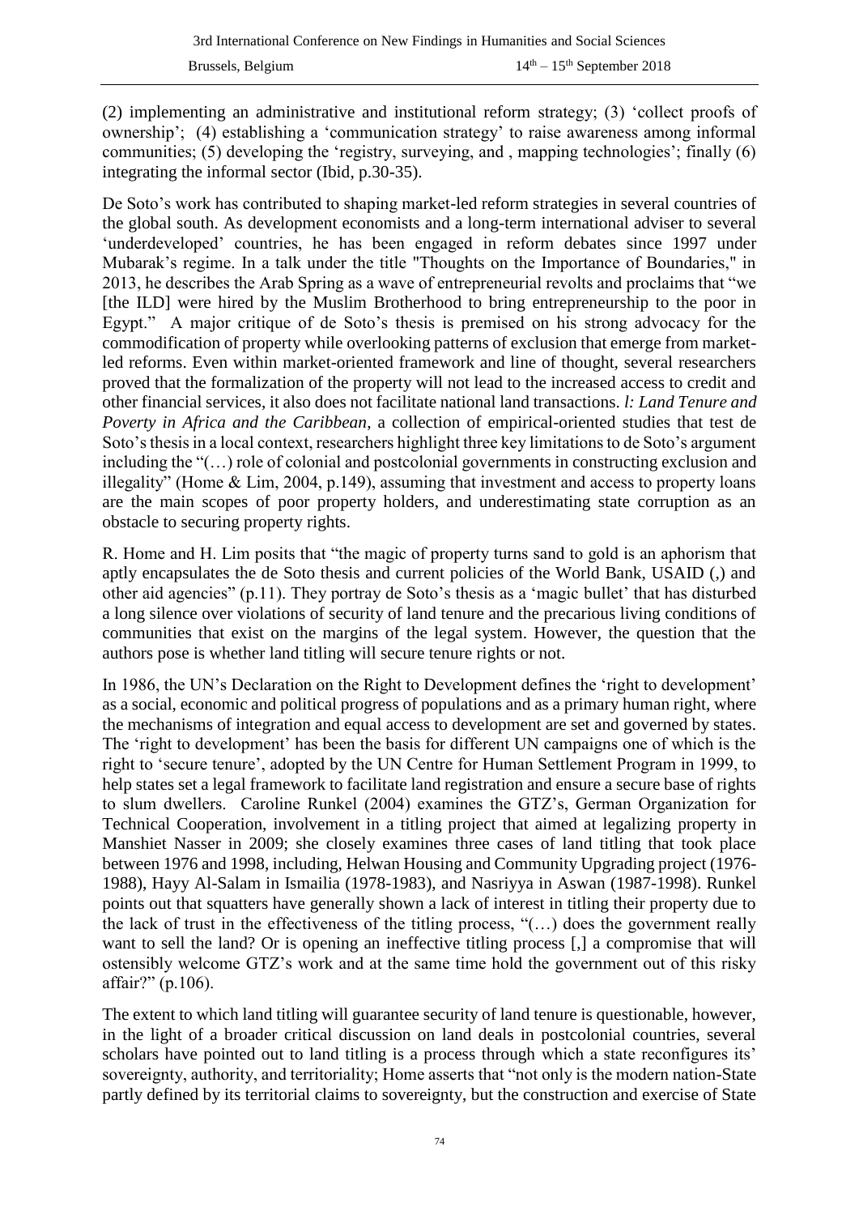(2) implementing an administrative and institutional reform strategy; (3) 'collect proofs of ownership'; (4) establishing a 'communication strategy' to raise awareness among informal communities; (5) developing the 'registry, surveying, and , mapping technologies'; finally (6) integrating the informal sector (Ibid, p.30-35).

De Soto's work has contributed to shaping market-led reform strategies in several countries of the global south. As development economists and a long-term international adviser to several 'underdeveloped' countries, he has been engaged in reform debates since 1997 under Mubarak's regime. In a talk under the title "Thoughts on the Importance of Boundaries," in 2013, he describes the Arab Spring as a wave of entrepreneurial revolts and proclaims that "we [the ILD] were hired by the Muslim Brotherhood to bring entrepreneurship to the poor in Egypt." A major critique of de Soto's thesis is premised on his strong advocacy for the commodification of property while overlooking patterns of exclusion that emerge from market-led reforms. Even within market-oriented framework and line of thought, several researchers proved that the formalization of the property will not lead to the increased access to credit and other financial services, it also does not facilitate national land transactions. *l: Land Tenure and Poverty in Africa and the Caribbean*, a collection of empirical-oriented studies that test de Soto's thesis in a local context, researchers highlight three key limitations to de Soto's argument including the "(…) role of colonial and postcolonial governments in constructing exclusion and illegality" (Home & Lim, 2004, p.149), assuming that investment and access to property loans are the main scopes of poor property holders, and underestimating state corruption as an obstacle to securing property rights.

R. Home and H. Lim posits that "the magic of property turns sand to gold is an aphorism that aptly encapsulates the de Soto thesis and current policies of the World Bank, USAID (,) and other aid agencies" (p.11). They portray de Soto's thesis as a 'magic bullet' that has disturbed a long silence over violations of security of land tenure and the precarious living conditions of communities that exist on the margins of the legal system. However, the question that the authors pose is whether land titling will secure tenure rights or not.

In 1986, the UN's Declaration on the Right to Development defines the 'right to development' as a social, economic and political progress of populations and as a primary human right, where the mechanisms of integration and equal access to development are set and governed by states. The 'right to development' has been the basis for different UN campaigns one of which is the right to 'secure tenure', adopted by the UN Centre for Human Settlement Program in 1999, to help states set a legal framework to facilitate land registration and ensure a secure base of rights to slum dwellers. Caroline Runkel (2004) examines the GTZ's, German Organization for Technical Cooperation, involvement in a titling project that aimed at legalizing property in Manshiet Nasser in 2009; she closely examines three cases of land titling that took place between 1976 and 1998, including, Helwan Housing and Community Upgrading project (1976-1988), Hayy Al-Salam in Ismailia (1978-1983), and Nasriyya in Aswan (1987-1998). Runkel points out that squatters have generally shown a lack of interest in titling their property due to the lack of trust in the effectiveness of the titling process, "(…) does the government really want to sell the land? Or is opening an ineffective titling process [,] a compromise that will ostensibly welcome GTZ's work and at the same time hold the government out of this risky affair?" (p.106).

The extent to which land titling will guarantee security of land tenure is questionable, however, in the light of a broader critical discussion on land deals in postcolonial countries, several scholars have pointed out to land titling is a process through which a state reconfigures its' sovereignty, authority, and territoriality; Home asserts that "not only is the modern nation-State partly defined by its territorial claims to sovereignty, but the construction and exercise of State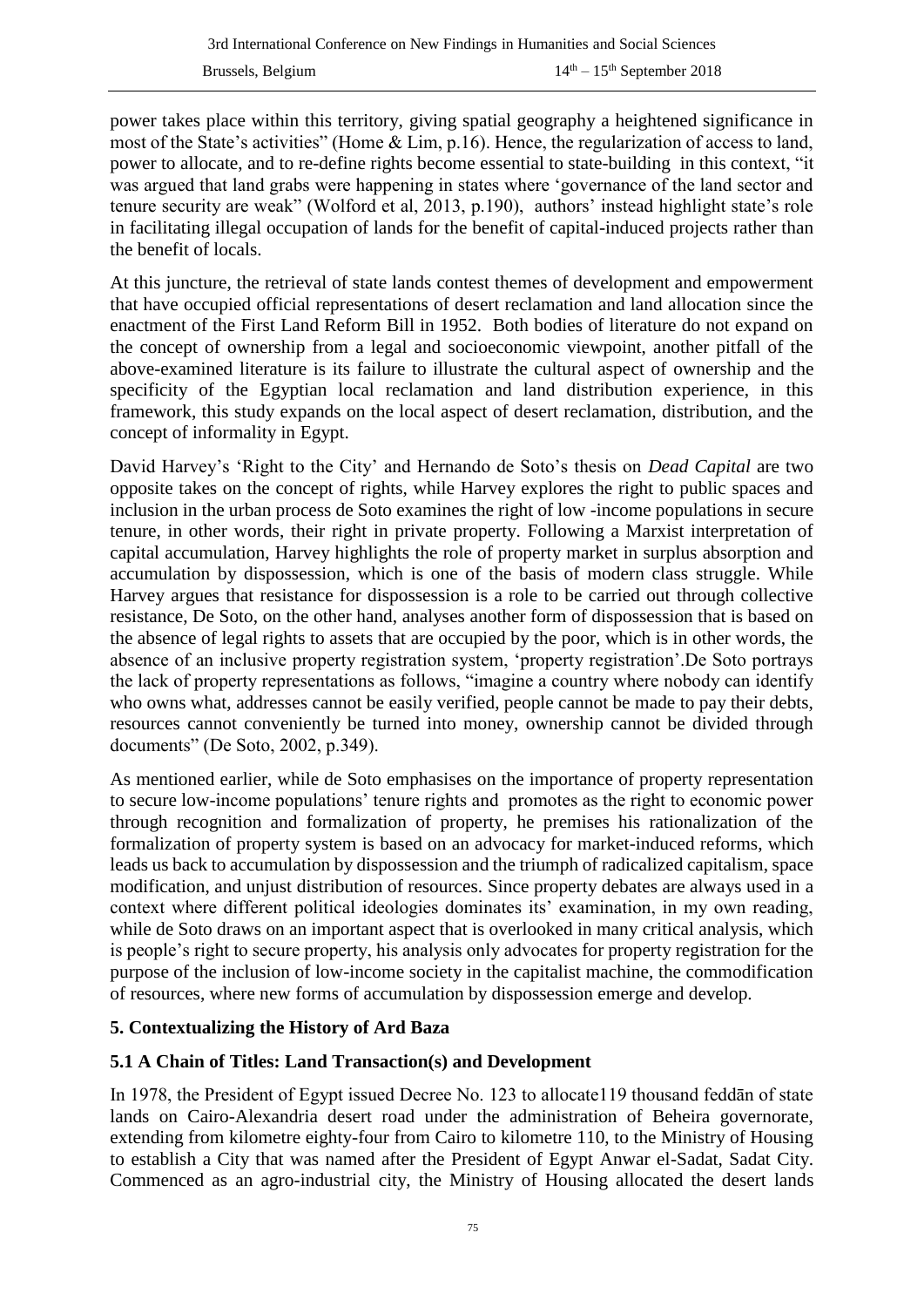power takes place within this territory, giving spatial geography a heightened significance in most of the State's activities" (Home & Lim, p.16). Hence, the regularization of access to land, power to allocate, and to re-define rights become essential to state-building in this context, "it was argued that land grabs were happening in states where 'governance of the land sector and tenure security are weak" (Wolford et al, 2013, p.190), authors' instead highlight state's role in facilitating illegal occupation of lands for the benefit of capital-induced projects rather than the benefit of locals.

At this juncture, the retrieval of state lands contest themes of development and empowerment that have occupied official representations of desert reclamation and land allocation since the enactment of the First Land Reform Bill in 1952. Both bodies of literature do not expand on the concept of ownership from a legal and socioeconomic viewpoint, another pitfall of the above-examined literature is its failure to illustrate the cultural aspect of ownership and the specificity of the Egyptian local reclamation and land distribution experience, in this framework, this study expands on the local aspect of desert reclamation, distribution, and the concept of informality in Egypt.

David Harvey's 'Right to the City' and Hernando de Soto's thesis on *Dead Capital* are two opposite takes on the concept of rights, while Harvey explores the right to public spaces and inclusion in the urban process de Soto examines the right of low -income populations in secure tenure, in other words, their right in private property. Following a Marxist interpretation of capital accumulation, Harvey highlights the role of property market in surplus absorption and accumulation by dispossession, which is one of the basis of modern class struggle. While Harvey argues that resistance for dispossession is a role to be carried out through collective resistance, De Soto, on the other hand, analyses another form of dispossession that is based on the absence of legal rights to assets that are occupied by the poor, which is in other words, the absence of an inclusive property registration system, 'property registration'.De Soto portrays the lack of property representations as follows, "imagine a country where nobody can identify who owns what, addresses cannot be easily verified, people cannot be made to pay their debts, resources cannot conveniently be turned into money, ownership cannot be divided through documents" (De Soto, 2002, p.349).

As mentioned earlier, while de Soto emphasises on the importance of property representation to secure low-income populations' tenure rights and promotes as the right to economic power through recognition and formalization of property, he premises his rationalization of the formalization of property system is based on an advocacy for market-induced reforms, which leads us back to accumulation by dispossession and the triumph of radicalized capitalism, space modification, and unjust distribution of resources. Since property debates are always used in a context where different political ideologies dominates its' examination, in my own reading, while de Soto draws on an important aspect that is overlooked in many critical analysis, which is people's right to secure property, his analysis only advocates for property registration for the purpose of the inclusion of low-income society in the capitalist machine, the commodification of resources, where new forms of accumulation by dispossession emerge and develop.

## 5. Contextualizing the History of Ard Baza

### 5.1 A Chain of Titles: Land Transaction(s) and Development

In 1978, the President of Egypt issued Decree No. 123 to allocate119 thousand feddān of state lands on Cairo-Alexandria desert road under the administration of Beheira governorate, extending from kilometre eighty-four from Cairo to kilometre 110, to the Ministry of Housing to establish a City that was named after the President of Egypt Anwar el-Sadat, Sadat City. Commenced as an agro-industrial city, the Ministry of Housing allocated the desert lands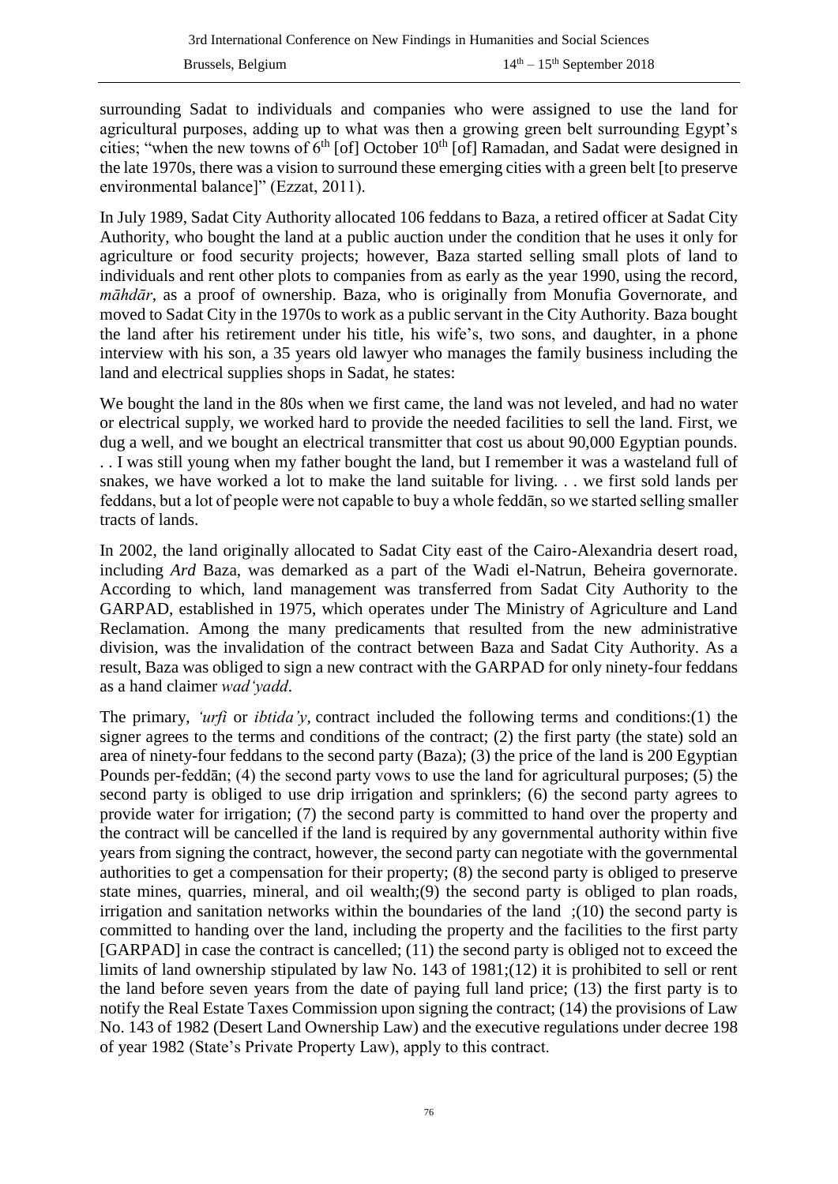surrounding Sadat to individuals and companies who were assigned to use the land for agricultural purposes, adding up to what was then a growing green belt surrounding Egypt's cities; "when the new towns of 6th [of] October 10th [of] Ramadan, and Sadat were designed in the late 1970s, there was a vision to surround these emerging cities with a green belt [to preserve environmental balance]" (Ezzat, 2011).

In July 1989, Sadat City Authority allocated 106 feddans to Baza, a retired officer at Sadat City Authority, who bought the land at a public auction under the condition that he uses it only for agriculture or food security projects; however, Baza started selling small plots of land to individuals and rent other plots to companies from as early as the year 1990, using the record, *māhdār*, as a proof of ownership. Baza, who is originally from Monufia Governorate, and moved to Sadat City in the 1970s to work as a public servant in the City Authority. Baza bought the land after his retirement under his title, his wife's, two sons, and daughter, in a phone interview with his son, a 35 years old lawyer who manages the family business including the land and electrical supplies shops in Sadat, he states:

We bought the land in the 80s when we first came, the land was not leveled, and had no water or electrical supply, we worked hard to provide the needed facilities to sell the land. First, we dug a well, and we bought an electrical transmitter that cost us about 90,000 Egyptian pounds. . . I was still young when my father bought the land, but I remember it was a wasteland full of snakes, we have worked a lot to make the land suitable for living. . . we first sold lands per feddans, but a lot of people were not capable to buy a whole feddān, so we started selling smaller tracts of lands.

In 2002, the land originally allocated to Sadat City east of the Cairo-Alexandria desert road, including *Ard* Baza, was demarked as a part of the Wadi el-Natrun, Beheira governorate. According to which, land management was transferred from Sadat City Authority to the GARPAD, established in 1975, which operates under The Ministry of Agriculture and Land Reclamation. Among the many predicaments that resulted from the new administrative division, was the invalidation of the contract between Baza and Sadat City Authority. As a result, Baza was obliged to sign a new contract with the GARPAD for only ninety-four feddans as a hand claimer *wad'yadd*.

The primary, *'urfi* or *ibtida'y*, contract included the following terms and conditions:(1) the signer agrees to the terms and conditions of the contract; (2) the first party (the state) sold an area of ninety-four feddans to the second party (Baza); (3) the price of the land is 200 Egyptian Pounds per-feddān; (4) the second party vows to use the land for agricultural purposes; (5) the second party is obliged to use drip irrigation and sprinklers; (6) the second party agrees to provide water for irrigation; (7) the second party is committed to hand over the property and the contract will be cancelled if the land is required by any governmental authority within five years from signing the contract, however, the second party can negotiate with the governmental authorities to get a compensation for their property; (8) the second party is obliged to preserve state mines, quarries, mineral, and oil wealth;(9) the second party is obliged to plan roads, irrigation and sanitation networks within the boundaries of the land ;(10) the second party is committed to handing over the land, including the property and the facilities to the first party [GARPAD] in case the contract is cancelled; (11) the second party is obliged not to exceed the limits of land ownership stipulated by law No. 143 of 1981;(12) it is prohibited to sell or rent the land before seven years from the date of paying full land price; (13) the first party is to notify the Real Estate Taxes Commission upon signing the contract; (14) the provisions of Law No. 143 of 1982 (Desert Land Ownership Law) and the executive regulations under decree 198 of year 1982 (State's Private Property Law), apply to this contract.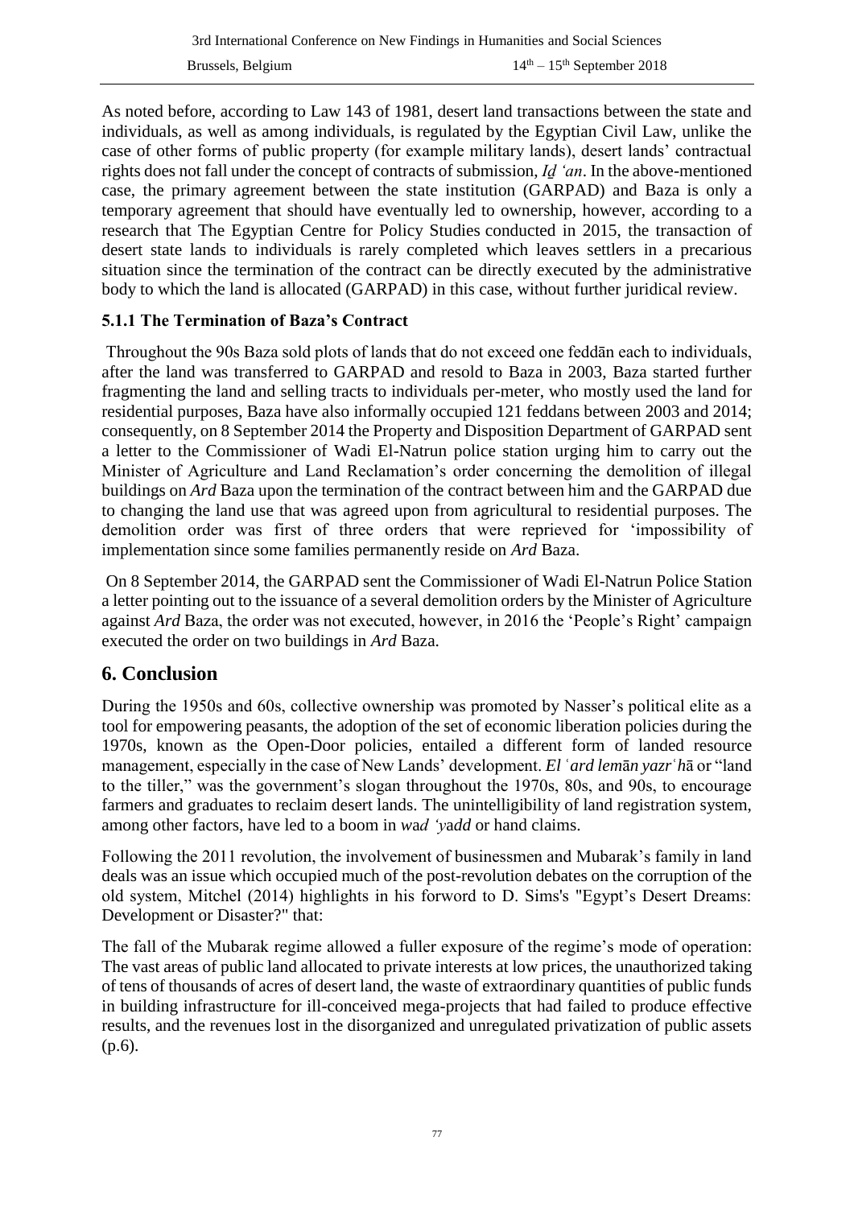As noted before, according to Law 143 of 1981, desert land transactions between the state and individuals, as well as among individuals, is regulated by the Egyptian Civil Law, unlike the case of other forms of public property (for example military lands), desert lands' contractual rights does not fall under the concept of contracts of submission, *Iḏ ʻan*. In the above-mentioned case, the primary agreement between the state institution (GARPAD) and Baza is only a temporary agreement that should have eventually led to ownership, however, according to a research that The Egyptian Centre for Policy Studies conducted in 2015, the transaction of desert state lands to individuals is rarely completed which leaves settlers in a precarious situation since the termination of the contract can be directly executed by the administrative body to which the land is allocated (GARPAD) in this case, without further juridical review.

### 5.1.1 The Termination of Baza's Contract

Throughout the 90s Baza sold plots of lands that do not exceed one feddān each to individuals, after the land was transferred to GARPAD and resold to Baza in 2003, Baza started further fragmenting the land and selling tracts to individuals per-meter, who mostly used the land for residential purposes, Baza have also informally occupied 121 feddans between 2003 and 2014; consequently, on 8 September 2014 the Property and Disposition Department of GARPAD sent a letter to the Commissioner of Wadi El-Natrun police station urging him to carry out the Minister of Agriculture and Land Reclamation's order concerning the demolition of illegal buildings on *Ard* Baza upon the termination of the contract between him and the GARPAD due to changing the land use that was agreed upon from agricultural to residential purposes. The demolition order was first of three orders that were reprieved for 'impossibility of implementation since some families permanently reside on *Ard* Baza.

On 8 September 2014, the GARPAD sent the Commissioner of Wadi El-Natrun Police Station a letter pointing out to the issuance of a several demolition orders by the Minister of Agriculture against *Ard* Baza, the order was not executed, however, in 2016 the 'People's Right' campaign executed the order on two buildings in *Ard* Baza.

## 6. Conclusion

During the 1950s and 60s, collective ownership was promoted by Nasser's political elite as a tool for empowering peasants, the adoption of the set of economic liberation policies during the 1970s, known as the Open-Door policies, entailed a different form of landed resource management, especially in the case of New Lands' development. *El ʿard lemān yazrʿhā* or "land to the tiller," was the government's slogan throughout the 1970s, 80s, and 90s, to encourage farmers and graduates to reclaim desert lands. The unintelligibility of land registration system, among other factors, have led to a boom in *wad ʻyadd* or hand claims.

Following the 2011 revolution, the involvement of businessmen and Mubarak's family in land deals was an issue which occupied much of the post-revolution debates on the corruption of the old system, Mitchel (2014) highlights in his forword to D. Sims's "Egypt's Desert Dreams: Development or Disaster?" that:

The fall of the Mubarak regime allowed a fuller exposure of the regime's mode of operation: The vast areas of public land allocated to private interests at low prices, the unauthorized taking of tens of thousands of acres of desert land, the waste of extraordinary quantities of public funds in building infrastructure for ill-conceived mega-projects that had failed to produce effective results, and the revenues lost in the disorganized and unregulated privatization of public assets (p.6).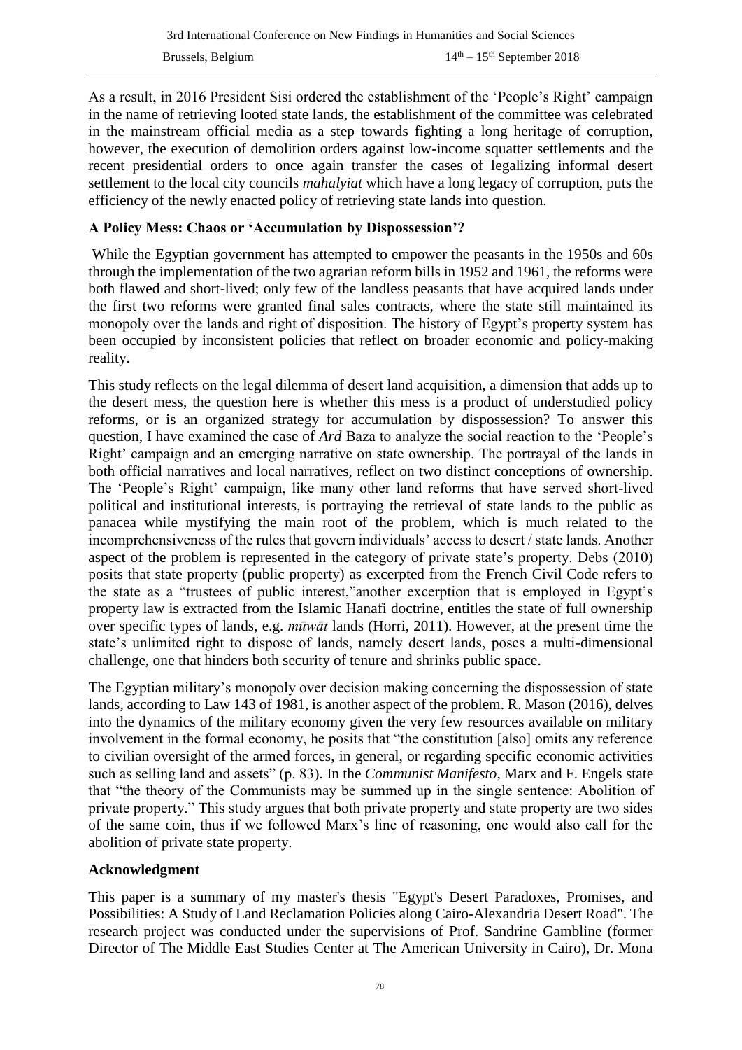As a result, in 2016 President Sisi ordered the establishment of the 'People's Right' campaign in the name of retrieving looted state lands, the establishment of the committee was celebrated in the mainstream official media as a step towards fighting a long heritage of corruption, however, the execution of demolition orders against low-income squatter settlements and the recent presidential orders to once again transfer the cases of legalizing informal desert settlement to the local city councils *mahalyiat* which have a long legacy of corruption, puts the efficiency of the newly enacted policy of retrieving state lands into question.

### A Policy Mess: Chaos or 'Accumulation by Dispossession'?

While the Egyptian government has attempted to empower the peasants in the 1950s and 60s through the implementation of the two agrarian reform bills in 1952 and 1961, the reforms were both flawed and short-lived; only few of the landless peasants that have acquired lands under the first two reforms were granted final sales contracts, where the state still maintained its monopoly over the lands and right of disposition. The history of Egypt's property system has been occupied by inconsistent policies that reflect on broader economic and policy-making reality.

This study reflects on the legal dilemma of desert land acquisition, a dimension that adds up to the desert mess, the question here is whether this mess is a product of understudied policy reforms, or is an organized strategy for accumulation by dispossession? To answer this question, I have examined the case of *Ard* Baza to analyze the social reaction to the 'People's Right' campaign and an emerging narrative on state ownership. The portrayal of the lands in both official narratives and local narratives, reflect on two distinct conceptions of ownership. The 'People's Right' campaign, like many other land reforms that have served short-lived political and institutional interests, is portraying the retrieval of state lands to the public as panacea while mystifying the main root of the problem, which is much related to the incomprehensiveness of the rules that govern individuals' access to desert / state lands. Another aspect of the problem is represented in the category of private state's property. Debs (2010) posits that state property (public property) as excerpted from the French Civil Code refers to the state as a "trustees of public interest,"another excerption that is employed in Egypt's property law is extracted from the Islamic Hanafi doctrine, entitles the state of full ownership over specific types of lands, e.g. *mūwāt* lands (Horri, 2011). However, at the present time the state's unlimited right to dispose of lands, namely desert lands, poses a multi-dimensional challenge, one that hinders both security of tenure and shrinks public space.

The Egyptian military's monopoly over decision making concerning the dispossession of state lands, according to Law 143 of 1981, is another aspect of the problem. R. Mason (2016), delves into the dynamics of the military economy given the very few resources available on military involvement in the formal economy, he posits that "the constitution [also] omits any reference to civilian oversight of the armed forces, in general, or regarding specific economic activities such as selling land and assets" (p. 83). In the *Communist Manifesto*, Marx and F. Engels state that "the theory of the Communists may be summed up in the single sentence: Abolition of private property." This study argues that both private property and state property are two sides of the same coin, thus if we followed Marx's line of reasoning, one would also call for the abolition of private state property.

### Acknowledgment

This paper is a summary of my master's thesis "Egypt's Desert Paradoxes, Promises, and Possibilities: A Study of Land Reclamation Policies along Cairo-Alexandria Desert Road". The research project was conducted under the supervisions of Prof. Sandrine Gambline (former Director of The Middle East Studies Center at The American University in Cairo), Dr. Mona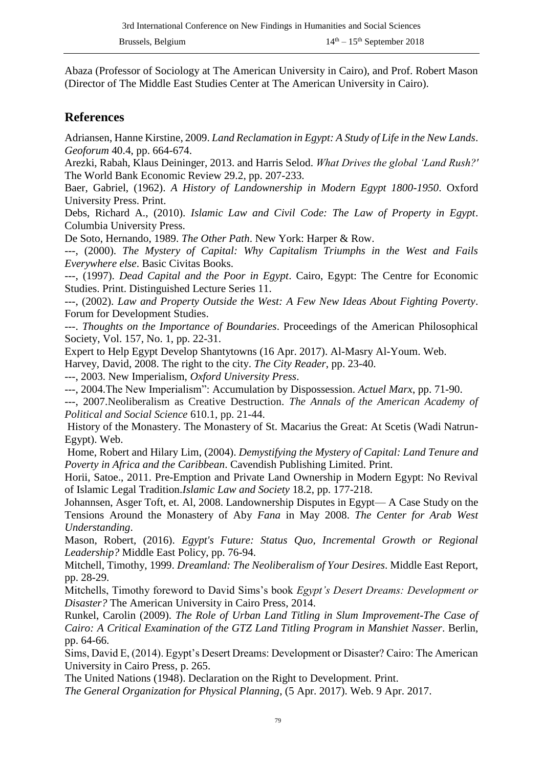Abaza (Professor of Sociology at The American University in Cairo), and Prof. Robert Mason (Director of The Middle East Studies Center at The American University in Cairo).

## References

Adriansen, Hanne Kirstine, 2009. *Land Reclamation in Egypt: A Study of Life in the New Lands*. *Geoforum* 40.4, pp. 664-674.

Arezki, Rabah, Klaus Deininger, 2013. and Harris Selod. *What Drives the global 'Land Rush?'* The World Bank Economic Review 29.2, pp. 207-233.

Baer, Gabriel, (1962). *A History of Landownership in Modern Egypt 1800-1950*. Oxford University Press. Print.

Debs, Richard A., (2010). *Islamic Law and Civil Code: The Law of Property in Egypt*. Columbia University Press.

De Soto, Hernando, 1989. *The Other Path*. New York: Harper & Row.

---, (2000). *The Mystery of Capital: Why Capitalism Triumphs in the West and Fails Everywhere else*. Basic Civitas Books.

---, (1997). *Dead Capital and the Poor in Egypt*. Cairo, Egypt: The Centre for Economic Studies. Print. Distinguished Lecture Series 11.

---, (2002). *Law and Property Outside the West: A Few New Ideas About Fighting Poverty*. Forum for Development Studies.

---. *Thoughts on the Importance of Boundaries*. Proceedings of the American Philosophical Society, Vol. 157, No. 1, pp. 22-31.

Expert to Help Egypt Develop Shantytowns (16 Apr. 2017). Al-Masry Al-Youm. Web.

Harvey, David, 2008. The right to the city. *The City Reader*, pp. 23-40.

---, 2003. New Imperialism, *Oxford University Press*.

---, 2004.The New Imperialism": Accumulation by Dispossession. *Actuel Marx*, pp. 71-90.

---, 2007.Neoliberalism as Creative Destruction. *The Annals of the American Academy of Political and Social Science* 610.1, pp. 21-44.

History of the Monastery. The Monastery of St. Macarius the Great: At Scetis (Wadi Natrun-Egypt). Web.

Home, Robert and Hilary Lim, (2004). *Demystifying the Mystery of Capital: Land Tenure and Poverty in Africa and the Caribbean*. Cavendish Publishing Limited. Print.

Horii, Satoe., 2011. Pre-Emption and Private Land Ownership in Modern Egypt: No Revival of Islamic Legal Tradition.*Islamic Law and Society* 18.2, pp. 177-218.

Johannsen, Asger Toft, et. Al, 2008. Landownership Disputes in Egypt— A Case Study on the Tensions Around the Monastery of Aby *Fana* in May 2008. *The Center for Arab West Understanding*.

Mason, Robert, (2016). *Egypt's Future: Status Quo, Incremental Growth or Regional Leadership?* Middle East Policy, pp. 76-94.

Mitchell, Timothy, 1999. *Dreamland: The Neoliberalism of Your Desires*. Middle East Report, pp. 28-29.

Mitchells, Timothy foreword to David Sims's book *Egypt's Desert Dreams: Development or Disaster?* The American University in Cairo Press, 2014.

Runkel, Carolin (2009). *The Role of Urban Land Titling in Slum Improvement-The Case of Cairo: A Critical Examination of the GTZ Land Titling Program in Manshiet Nasser*. Berlin, pp. 64-66.

Sims, David E, (2014). Egypt's Desert Dreams: Development or Disaster? Cairo: The American University in Cairo Press, p. 265.

The United Nations (1948). Declaration on the Right to Development. Print.

*The General Organization for Physical Planning*, (5 Apr. 2017). Web. 9 Apr. 2017.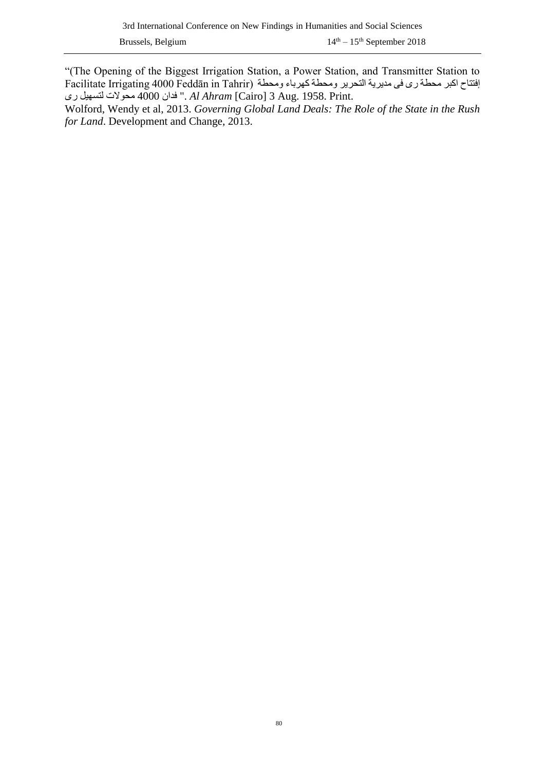"(The Opening of the Biggest Irrigation Station, a Power Station, and Transmitter Station to Facilitate Irrigating 4000 Feddān in Tahrir) إفتتاح اكبر محطة رى فى مديرية التحرير ومحطة كهرباء ومحطة محولات لتسهيل رى 4000 فدان ". *Al Ahram* [Cairo] 3 Aug. 1958. Print.

Wolford, Wendy et al, 2013. *Governing Global Land Deals: The Role of the State in the Rush for Land*. Development and Change, 2013.